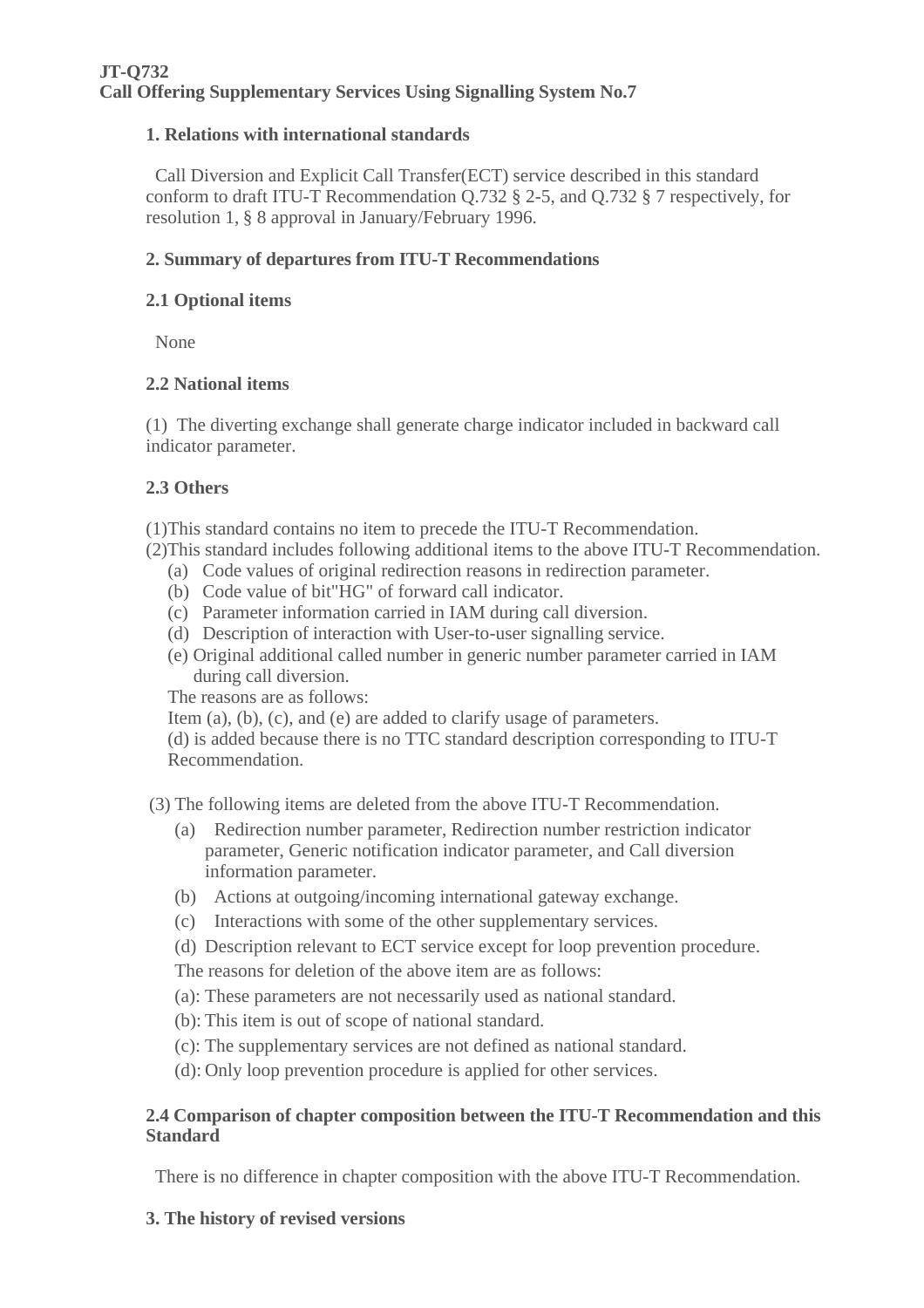**JT-Q732**
**Call Offering Supplementary Services Using Signalling System No.7**

## 1. Relations with international standards

Call Diversion and Explicit Call Transfer(ECT) service described in this standard conform to draft ITU-T Recommendation Q.732 § 2-5, and Q.732 § 7 respectively, for resolution 1, § 8 approval in January/February 1996.

## 2. Summary of departures from ITU-T Recommendations

### 2.1 Optional items

None

### 2.2 National items

(1) The diverting exchange shall generate charge indicator included in backward call indicator parameter.

### 2.3 Others

(1)This standard contains no item to precede the ITU-T Recommendation.
(2)This standard includes following additional items to the above ITU-T Recommendation.

- (a) Code values of original redirection reasons in redirection parameter.
- (b) Code value of bit"HG" of forward call indicator.
- (c) Parameter information carried in IAM during call diversion.
- (d) Description of interaction with User-to-user signalling service.
- (e) Original additional called number in generic number parameter carried in IAM during call diversion.

The reasons are as follows:
Item (a), (b), (c), and (e) are added to clarify usage of parameters.
(d) is added because there is no TTC standard description corresponding to ITU-T Recommendation.

(3) The following items are deleted from the above ITU-T Recommendation.

- (a) Redirection number parameter, Redirection number restriction indicator parameter, Generic notification indicator parameter, and Call diversion information parameter.
- (b) Actions at outgoing/incoming international gateway exchange.
- (c) Interactions with some of the other supplementary services.
- (d) Description relevant to ECT service except for loop prevention procedure.

The reasons for deletion of the above item are as follows:
(a): These parameters are not necessarily used as national standard.
(b): This item is out of scope of national standard.
(c): The supplementary services are not defined as national standard.
(d): Only loop prevention procedure is applied for other services.

### 2.4 Comparison of chapter composition between the ITU-T Recommendation and this Standard

There is no difference in chapter composition with the above ITU-T Recommendation.

## 3. The history of revised versions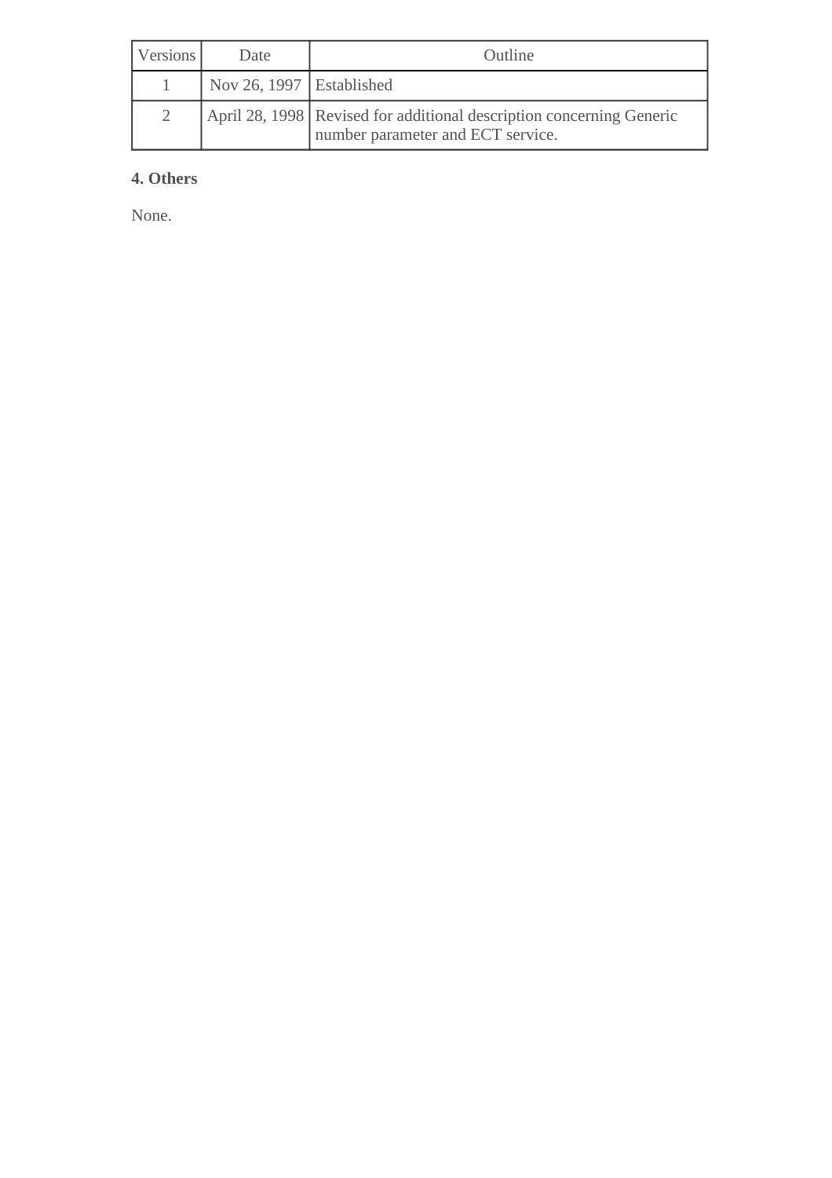| Versions | Date | Outline |
| --- | --- | --- |
| 1 | Nov 26, 1997 | Established |
| 2 | April 28, 1998 | Revised for additional description concerning Generic number parameter and ECT service. |

**4. Others**

None.